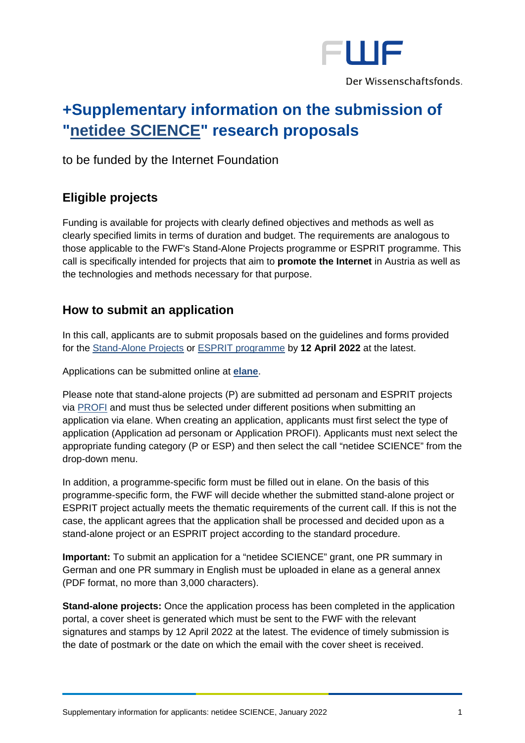# +Supplementary information on the submission of "netidee SCIENCE" research proposals

to be funded by the Internet Foundation

## Eligible projects

Funding is available for projects with clearly defined objectives and methods as well as clearly specified limits in terms of duration and budget. The requirements are analogous to those applicable to the FWF's Stand-Alone Projects programme or ESPRIT programme. This call is specifically intended for projects that aim to **promote the Internet** in Austria as well as the technologies and methods necessary for that purpose.

## How to submit an application

In this call, applicants are to submit proposals based on the guidelines and forms provided for the Stand-Alone Projects or ESPRIT programme by **12 April 2022** at the latest.

Applications can be submitted online at **elane**.

Please note that stand-alone projects (P) are submitted ad personam and ESPRIT projects via PROFI and must thus be selected under different positions when submitting an application via elane. When creating an application, applicants must first select the type of application (Application ad personam or Application PROFI). Applicants must next select the appropriate funding category (P or ESP) and then select the call "netidee SCIENCE" from the drop-down menu.

In addition, a programme-specific form must be filled out in elane. On the basis of this programme-specific form, the FWF will decide whether the submitted stand-alone project or ESPRIT project actually meets the thematic requirements of the current call. If this is not the case, the applicant agrees that the application shall be processed and decided upon as a stand-alone project or an ESPRIT project according to the standard procedure.

**Important:** To submit an application for a "netidee SCIENCE" grant, one PR summary in German and one PR summary in English must be uploaded in elane as a general annex (PDF format, no more than 3,000 characters).

**Stand-alone projects:** Once the application process has been completed in the application portal, a cover sheet is generated which must be sent to the FWF with the relevant signatures and stamps by 12 April 2022 at the latest. The evidence of timely submission is the date of postmark or the date on which the email with the cover sheet is received.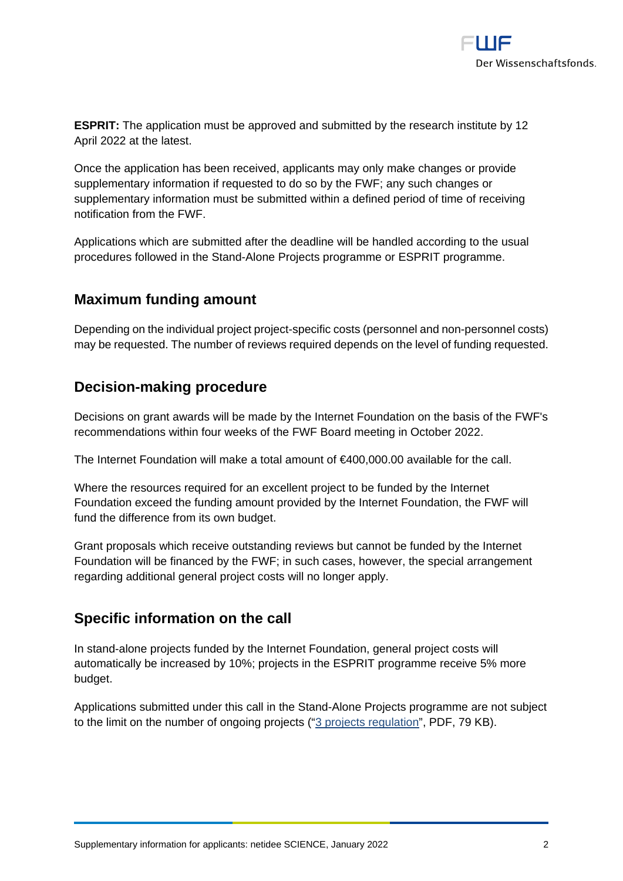**ESPRIT:** The application must be approved and submitted by the research institute by 12 April 2022 at the latest.

Once the application has been received, applicants may only make changes or provide supplementary information if requested to do so by the FWF; any such changes or supplementary information must be submitted within a defined period of time of receiving notification from the FWF.

Applications which are submitted after the deadline will be handled according to the usual procedures followed in the Stand-Alone Projects programme or ESPRIT programme.

## Maximum funding amount

Depending on the individual project project-specific costs (personnel and non-personnel costs) may be requested. The number of reviews required depends on the level of funding requested.

## Decision-making procedure

Decisions on grant awards will be made by the Internet Foundation on the basis of the FWF's recommendations within four weeks of the FWF Board meeting in October 2022.

The Internet Foundation will make a total amount of €400,000.00 available for the call.

Where the resources required for an excellent project to be funded by the Internet Foundation exceed the funding amount provided by the Internet Foundation, the FWF will fund the difference from its own budget.

Grant proposals which receive outstanding reviews but cannot be funded by the Internet Foundation will be financed by the FWF; in such cases, however, the special arrangement regarding additional general project costs will no longer apply.

## Specific information on the call

In stand-alone projects funded by the Internet Foundation, general project costs will automatically be increased by 10%; projects in the ESPRIT programme receive 5% more budget.

Applications submitted under this call in the Stand-Alone Projects programme are not subject to the limit on the number of ongoing projects ("3 projects regulation", PDF, 79 KB).